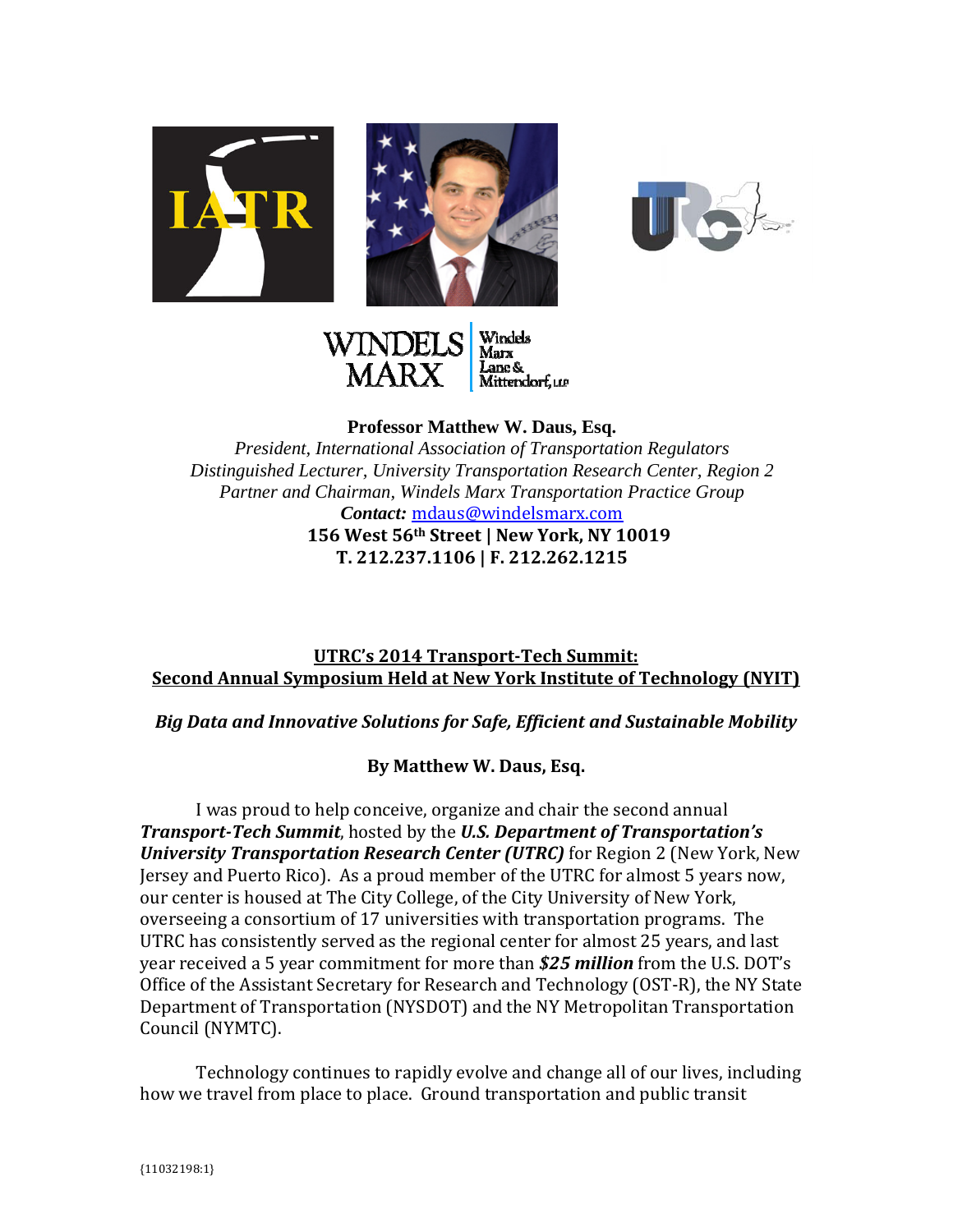**Professor Matthew W. Daus, Esq.**

*President, International Association of Transportation Regulators*
*Distinguished Lecturer, University Transportation Research Center, Region 2*
*Partner and Chairman, Windels Marx Transportation Practice Group*
***Contact:*** mdaus@windelsmarx.com
**156 West 56th Street | New York, NY 10019**
**T. 212.237.1106 | F. 212.262.1215**

## UTRC's 2014 Transport-Tech Summit: Second Annual Symposium Held at New York Institute of Technology (NYIT)

***Big Data and Innovative Solutions for Safe, Efficient and Sustainable Mobility***

**By Matthew W. Daus, Esq.**

I was proud to help conceive, organize and chair the second annual ***Transport-Tech Summit***, hosted by the ***U.S. Department of Transportation's University Transportation Research Center (UTRC)*** for Region 2 (New York, New Jersey and Puerto Rico). As a proud member of the UTRC for almost 5 years now, our center is housed at The City College, of the City University of New York, overseeing a consortium of 17 universities with transportation programs. The UTRC has consistently served as the regional center for almost 25 years, and last year received a 5 year commitment for more than ***$25 million*** from the U.S. DOT's Office of the Assistant Secretary for Research and Technology (OST-R), the NY State Department of Transportation (NYSDOT) and the NY Metropolitan Transportation Council (NYMTC).

Technology continues to rapidly evolve and change all of our lives, including how we travel from place to place. Ground transportation and public transit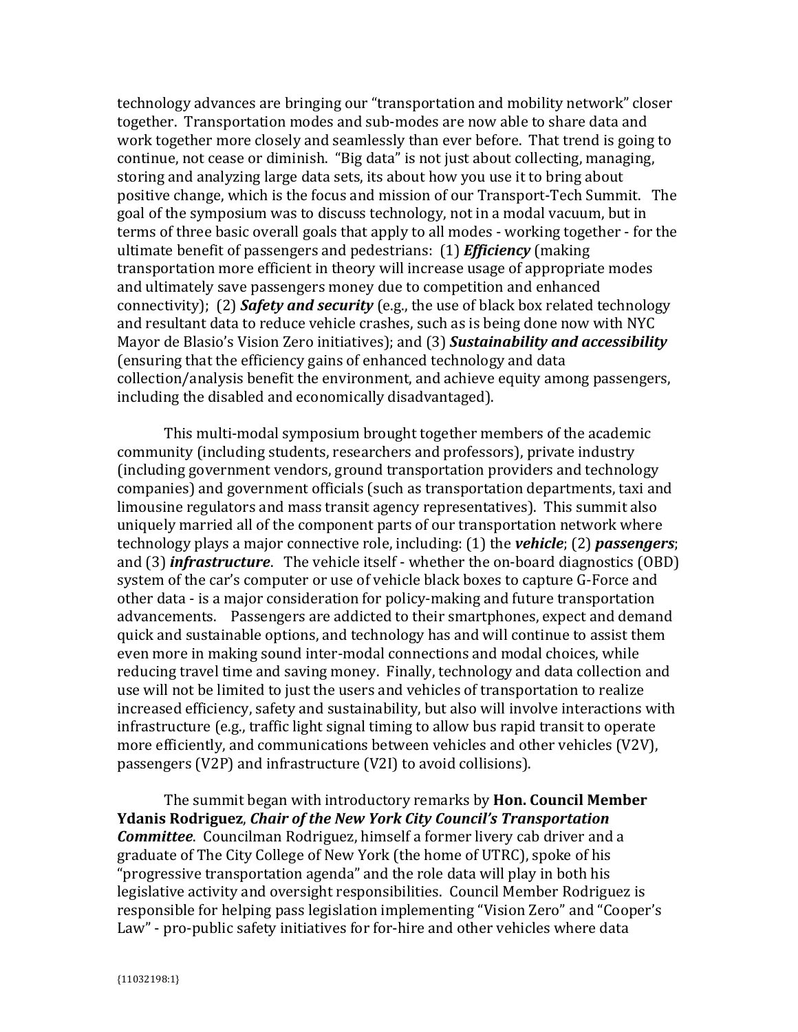technology advances are bringing our "transportation and mobility network" closer together. Transportation modes and sub-modes are now able to share data and work together more closely and seamlessly than ever before. That trend is going to continue, not cease or diminish. "Big data" is not just about collecting, managing, storing and analyzing large data sets, its about how you use it to bring about positive change, which is the focus and mission of our Transport-Tech Summit. The goal of the symposium was to discuss technology, not in a modal vacuum, but in terms of three basic overall goals that apply to all modes - working together - for the ultimate benefit of passengers and pedestrians: (1) ***Efficiency*** (making transportation more efficient in theory will increase usage of appropriate modes and ultimately save passengers money due to competition and enhanced connectivity); (2) ***Safety and security*** (e.g., the use of black box related technology and resultant data to reduce vehicle crashes, such as is being done now with NYC Mayor de Blasio's Vision Zero initiatives); and (3) ***Sustainability and accessibility*** (ensuring that the efficiency gains of enhanced technology and data collection/analysis benefit the environment, and achieve equity among passengers, including the disabled and economically disadvantaged).

This multi-modal symposium brought together members of the academic community (including students, researchers and professors), private industry (including government vendors, ground transportation providers and technology companies) and government officials (such as transportation departments, taxi and limousine regulators and mass transit agency representatives). This summit also uniquely married all of the component parts of our transportation network where technology plays a major connective role, including: (1) the ***vehicle***; (2) ***passengers***; and (3) ***infrastructure***. The vehicle itself - whether the on-board diagnostics (OBD) system of the car's computer or use of vehicle black boxes to capture G-Force and other data - is a major consideration for policy-making and future transportation advancements. Passengers are addicted to their smartphones, expect and demand quick and sustainable options, and technology has and will continue to assist them even more in making sound inter-modal connections and modal choices, while reducing travel time and saving money. Finally, technology and data collection and use will not be limited to just the users and vehicles of transportation to realize increased efficiency, safety and sustainability, but also will involve interactions with infrastructure (e.g., traffic light signal timing to allow bus rapid transit to operate more efficiently, and communications between vehicles and other vehicles (V2V), passengers (V2P) and infrastructure (V2I) to avoid collisions).

The summit began with introductory remarks by **Hon. Council Member Ydanis Rodriguez**, ***Chair of the New York City Council's Transportation Committee***. Councilman Rodriguez, himself a former livery cab driver and a graduate of The City College of New York (the home of UTRC), spoke of his "progressive transportation agenda" and the role data will play in both his legislative activity and oversight responsibilities. Council Member Rodriguez is responsible for helping pass legislation implementing "Vision Zero" and "Cooper's Law" - pro-public safety initiatives for for-hire and other vehicles where data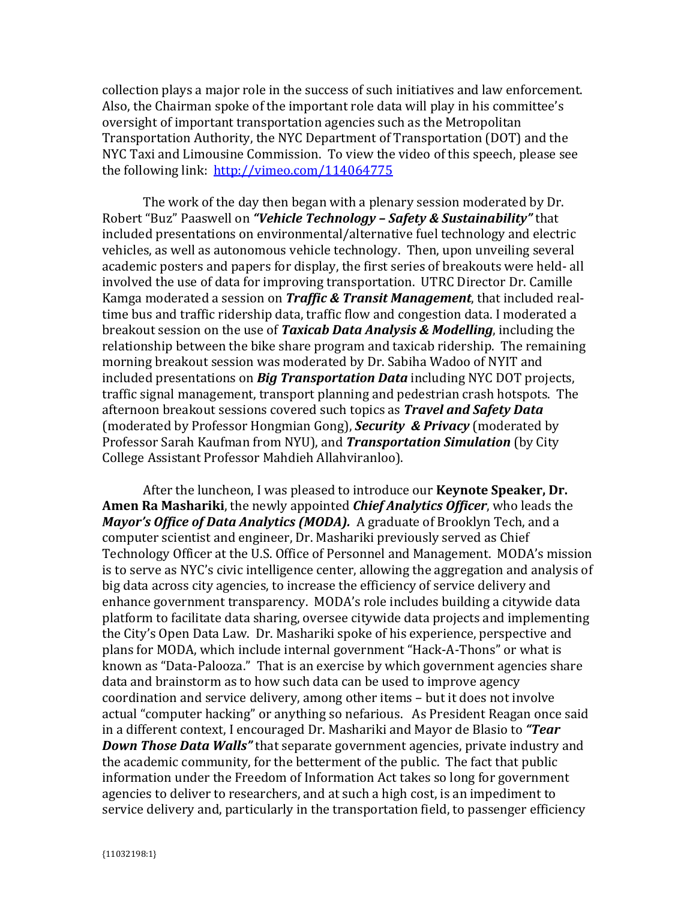collection plays a major role in the success of such initiatives and law enforcement. Also, the Chairman spoke of the important role data will play in his committee's oversight of important transportation agencies such as the Metropolitan Transportation Authority, the NYC Department of Transportation (DOT) and the NYC Taxi and Limousine Commission. To view the video of this speech, please see the following link: [http://vimeo.com/114064775](http://vimeo.com/114064775)

The work of the day then began with a plenary session moderated by Dr. Robert "Buz" Paaswell on ***"Vehicle Technology – Safety & Sustainability"*** that included presentations on environmental/alternative fuel technology and electric vehicles, as well as autonomous vehicle technology. Then, upon unveiling several academic posters and papers for display, the first series of breakouts were held- all involved the use of data for improving transportation. UTRC Director Dr. Camille Kamga moderated a session on ***Traffic & Transit Management***, that included real-time bus and traffic ridership data, traffic flow and congestion data. I moderated a breakout session on the use of ***Taxicab Data Analysis & Modelling***, including the relationship between the bike share program and taxicab ridership. The remaining morning breakout session was moderated by Dr. Sabiha Wadoo of NYIT and included presentations on ***Big Transportation Data*** including NYC DOT projects, traffic signal management, transport planning and pedestrian crash hotspots. The afternoon breakout sessions covered such topics as ***Travel and Safety Data*** (moderated by Professor Hongmian Gong), ***Security & Privacy*** (moderated by Professor Sarah Kaufman from NYU), and ***Transportation Simulation*** (by City College Assistant Professor Mahdieh Allahviranloo).

After the luncheon, I was pleased to introduce our **Keynote Speaker, Dr. Amen Ra Mashariki**, the newly appointed ***Chief Analytics Officer***, who leads the ***Mayor's Office of Data Analytics (MODA).*** A graduate of Brooklyn Tech, and a computer scientist and engineer, Dr. Mashariki previously served as Chief Technology Officer at the U.S. Office of Personnel and Management. MODA's mission is to serve as NYC's civic intelligence center, allowing the aggregation and analysis of big data across city agencies, to increase the efficiency of service delivery and enhance government transparency. MODA's role includes building a citywide data platform to facilitate data sharing, oversee citywide data projects and implementing the City's Open Data Law. Dr. Mashariki spoke of his experience, perspective and plans for MODA, which include internal government "Hack-A-Thons" or what is known as "Data-Palooza." That is an exercise by which government agencies share data and brainstorm as to how such data can be used to improve agency coordination and service delivery, among other items – but it does not involve actual "computer hacking" or anything so nefarious. As President Reagan once said in a different context, I encouraged Dr. Mashariki and Mayor de Blasio to ***"Tear Down Those Data Walls"*** that separate government agencies, private industry and the academic community, for the betterment of the public. The fact that public information under the Freedom of Information Act takes so long for government agencies to deliver to researchers, and at such a high cost, is an impediment to service delivery and, particularly in the transportation field, to passenger efficiency

{11032198:1}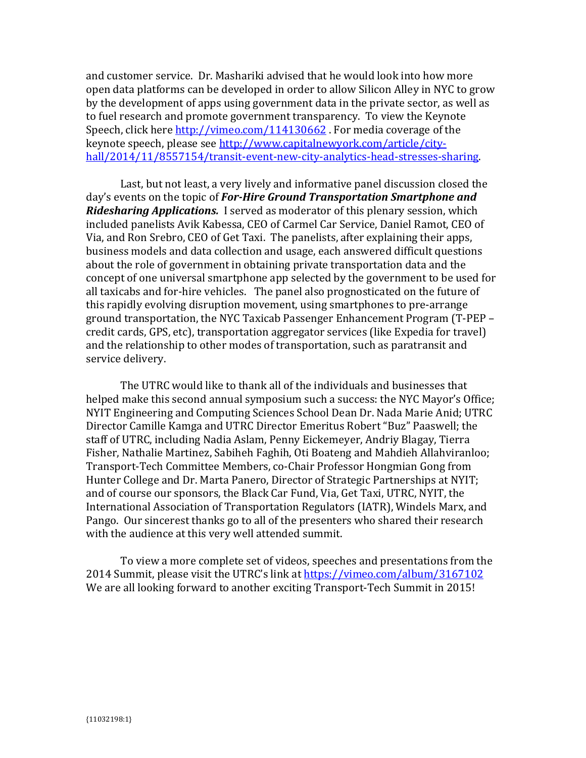and customer service. Dr. Mashariki advised that he would look into how more open data platforms can be developed in order to allow Silicon Alley in NYC to grow by the development of apps using government data in the private sector, as well as to fuel research and promote government transparency. To view the Keynote Speech, click here http://vimeo.com/114130662 . For media coverage of the keynote speech, please see http://www.capitalnewyork.com/article/city-hall/2014/11/8557154/transit-event-new-city-analytics-head-stresses-sharing.

Last, but not least, a very lively and informative panel discussion closed the day's events on the topic of ***For-Hire Ground Transportation Smartphone and Ridesharing Applications.*** I served as moderator of this plenary session, which included panelists Avik Kabessa, CEO of Carmel Car Service, Daniel Ramot, CEO of Via, and Ron Srebro, CEO of Get Taxi. The panelists, after explaining their apps, business models and data collection and usage, each answered difficult questions about the role of government in obtaining private transportation data and the concept of one universal smartphone app selected by the government to be used for all taxicabs and for-hire vehicles. The panel also prognosticated on the future of this rapidly evolving disruption movement, using smartphones to pre-arrange ground transportation, the NYC Taxicab Passenger Enhancement Program (T-PEP – credit cards, GPS, etc), transportation aggregator services (like Expedia for travel) and the relationship to other modes of transportation, such as paratransit and service delivery.

The UTRC would like to thank all of the individuals and businesses that helped make this second annual symposium such a success: the NYC Mayor's Office; NYIT Engineering and Computing Sciences School Dean Dr. Nada Marie Anid; UTRC Director Camille Kamga and UTRC Director Emeritus Robert "Buz" Paaswell; the staff of UTRC, including Nadia Aslam, Penny Eickemeyer, Andriy Blagay, Tierra Fisher, Nathalie Martinez, Sabiheh Faghih, Oti Boateng and Mahdieh Allahviranloo; Transport-Tech Committee Members, co-Chair Professor Hongmian Gong from Hunter College and Dr. Marta Panero, Director of Strategic Partnerships at NYIT; and of course our sponsors, the Black Car Fund, Via, Get Taxi, UTRC, NYIT, the International Association of Transportation Regulators (IATR), Windels Marx, and Pango. Our sincerest thanks go to all of the presenters who shared their research with the audience at this very well attended summit.

To view a more complete set of videos, speeches and presentations from the 2014 Summit, please visit the UTRC's link at https://vimeo.com/album/3167102 We are all looking forward to another exciting Transport-Tech Summit in 2015!